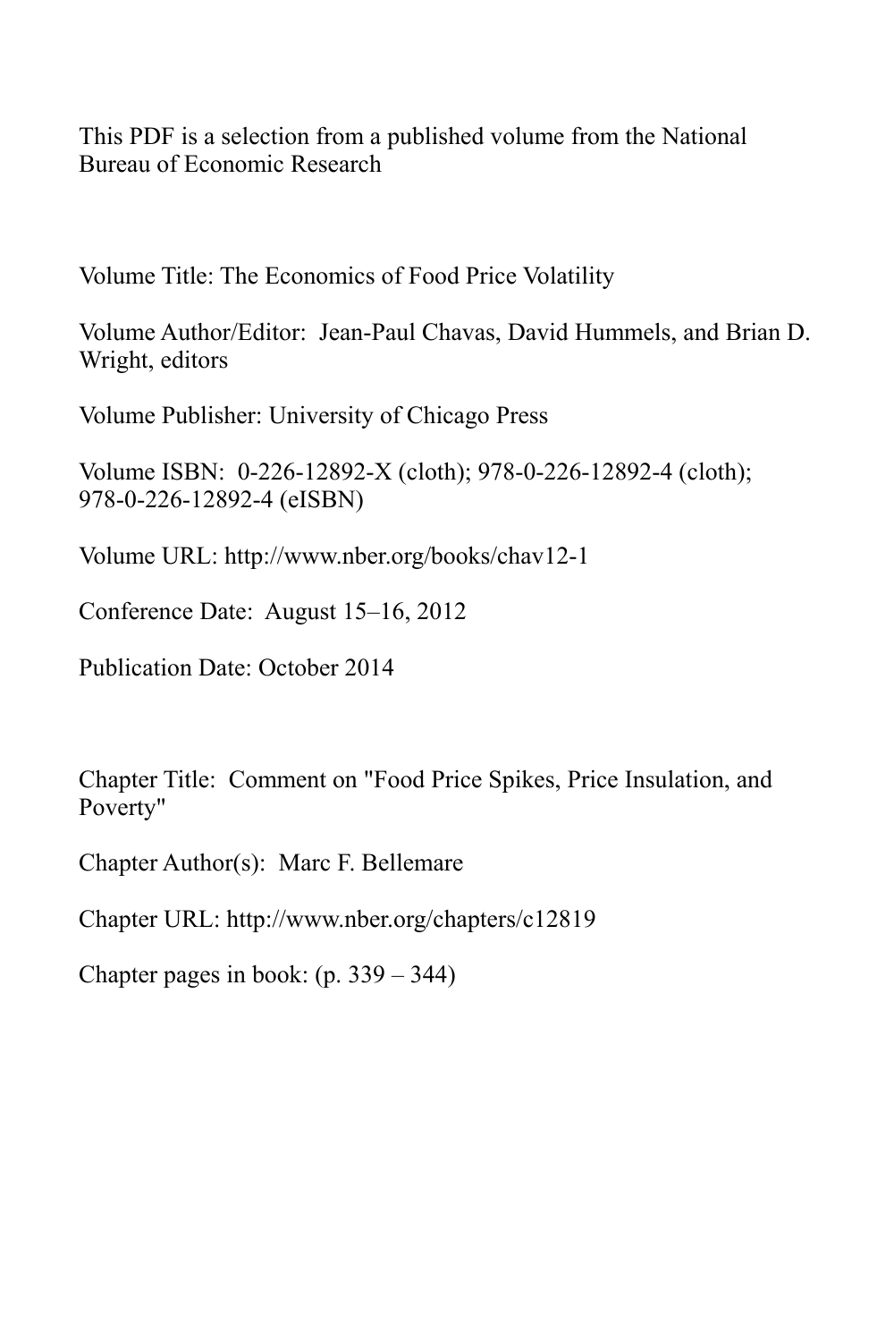This PDF is a selection from a published volume from the National Bureau of Economic Research

Volume Title: The Economics of Food Price Volatility

Volume Author/Editor: Jean-Paul Chavas, David Hummels, and Brian D. Wright, editors

Volume Publisher: University of Chicago Press

Volume ISBN: 0-226-12892-X (cloth); 978-0-226-12892-4 (cloth); 978-0-226-12892-4 (eISBN)

Volume URL: http://www.nber.org/books/chav12-1

Conference Date: August 15–16, 2012

Publication Date: October 2014

Chapter Title: Comment on "Food Price Spikes, Price Insulation, and Poverty"

Chapter Author(s): Marc F. Bellemare

Chapter URL: http://www.nber.org/chapters/c12819

Chapter pages in book: (p. 339 – 344)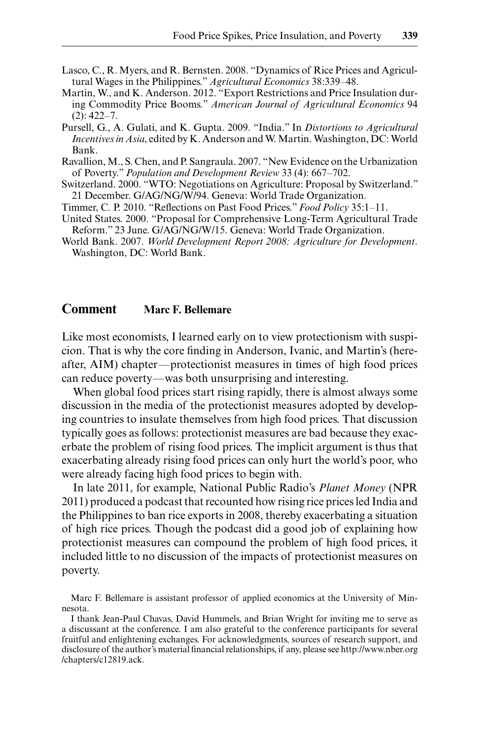Lasco, C., R. Myers, and R. Bernsten. 2008. "Dynamics of Rice Prices and Agricultural Wages in the Philippines." *Agricultural Economics* 38:339–48.

Martin, W., and K. Anderson. 2012. "Export Restrictions and Price Insulation during Commodity Price Booms." *American Journal of Agricultural Economics* 94 (2): 422–7.

Pursell, G., A. Gulati, and K. Gupta. 2009. "India." In *Distortions to Agricultural Incentives in Asia*, edited by K. Anderson and W. Martin. Washington, DC: World Bank.

Ravallion, M., S. Chen, and P. Sangraula. 2007. "New Evidence on the Urbanization of Poverty." *Population and Development Review* 33 (4): 667–702.

Switzerland. 2000. "WTO: Negotiations on Agriculture: Proposal by Switzerland." 21 December. G/AG/NG/W/94. Geneva: World Trade Organization.

Timmer, C. P. 2010. "Reflections on Past Food Prices." *Food Policy* 35:1–11.

United States. 2000. "Proposal for Comprehensive Long-Term Agricultural Trade Reform." 23 June. G/AG/NG/W/15. Geneva: World Trade Organization.

World Bank. 2007. *World Development Report 2008: Agriculture for Development*. Washington, DC: World Bank.

## Comment Marc F. Bellemare

Like most economists, I learned early on to view protectionism with suspicion. That is why the core finding in Anderson, Ivanic, and Martin's (hereafter, AIM) chapter—protectionist measures in times of high food prices can reduce poverty—was both unsurprising and interesting.

When global food prices start rising rapidly, there is almost always some discussion in the media of the protectionist measures adopted by developing countries to insulate themselves from high food prices. That discussion typically goes as follows: protectionist measures are bad because they exacerbate the problem of rising food prices. The implicit argument is thus that exacerbating already rising food prices can only hurt the world's poor, who were already facing high food prices to begin with.

In late 2011, for example, National Public Radio's *Planet Money* (NPR 2011) produced a podcast that recounted how rising rice prices led India and the Philippines to ban rice exports in 2008, thereby exacerbating a situation of high rice prices. Though the podcast did a good job of explaining how protectionist measures can compound the problem of high food prices, it included little to no discussion of the impacts of protectionist measures on poverty.

Marc F. Bellemare is assistant professor of applied economics at the University of Minnesota.

I thank Jean-Paul Chavas, David Hummels, and Brian Wright for inviting me to serve as a discussant at the conference. I am also grateful to the conference participants for several fruitful and enlightening exchanges. For acknowledgments, sources of research support, and disclosure of the author's material financial relationships, if any, please see http://www.nber.org/chapters/c12819.ack.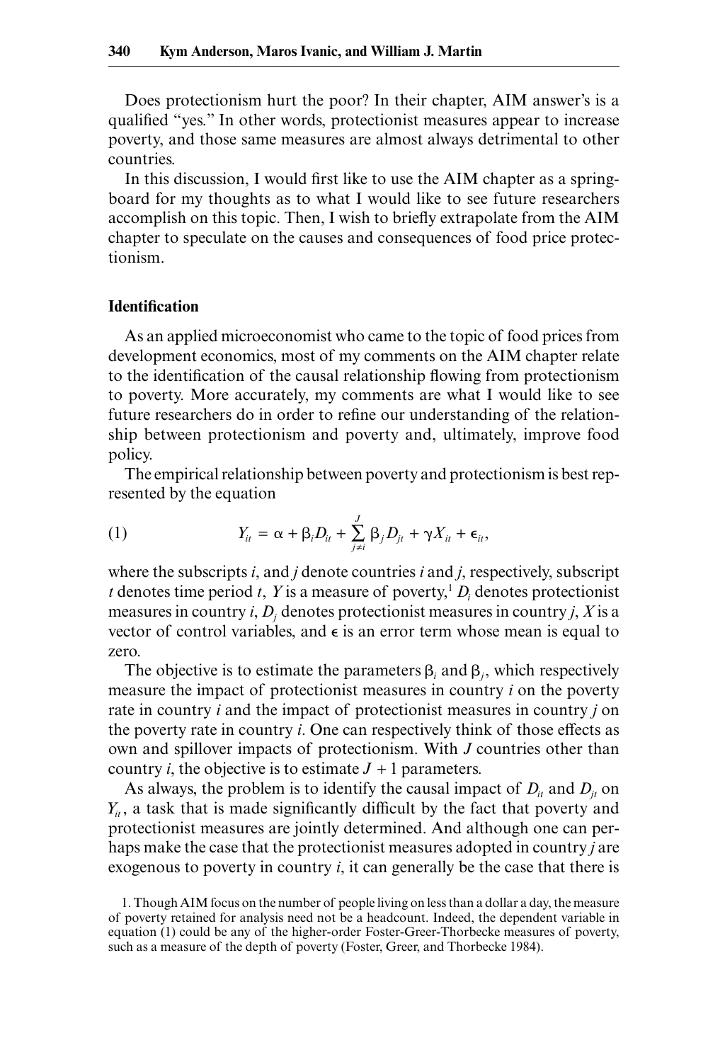Does protectionism hurt the poor? In their chapter, AIM answer's is a qualified "yes." In other words, protectionist measures appear to increase poverty, and those same measures are almost always detrimental to other countries.

In this discussion, I would first like to use the AIM chapter as a springboard for my thoughts as to what I would like to see future researchers accomplish on this topic. Then, I wish to briefly extrapolate from the AIM chapter to speculate on the causes and consequences of food price protectionism.

## Identification

As an applied microeconomist who came to the topic of food prices from development economics, most of my comments on the AIM chapter relate to the identification of the causal relationship flowing from protectionism to poverty. More accurately, my comments are what I would like to see future researchers do in order to refine our understanding of the relationship between protectionism and poverty and, ultimately, improve food policy.

The empirical relationship between poverty and protectionism is best represented by the equation

$$Y_{it} = \alpha + \beta_i D_{it} + \sum_{j \neq i}^{J} \beta_j D_{jt} + \gamma X_{it} + \epsilon_{it}, \tag{1}$$

where the subscripts $i$, and $j$ denote countries $i$ and $j$, respectively, subscript $t$ denotes time period $t$, $Y$ is a measure of poverty,[1] $D_i$ denotes protectionist measures in country $i$, $D_j$ denotes protectionist measures in country $j$, $X$ is a vector of control variables, and $\epsilon$ is an error term whose mean is equal to zero.

The objective is to estimate the parameters $\beta_i$ and $\beta_j$, which respectively measure the impact of protectionist measures in country $i$ on the poverty rate in country $i$ and the impact of protectionist measures in country $j$ on the poverty rate in country $i$. One can respectively think of those effects as own and spillover impacts of protectionism. With $J$ countries other than country $i$, the objective is to estimate $J + 1$ parameters.

As always, the problem is to identify the causal impact of $D_{it}$ and $D_{jt}$ on $Y_{it}$, a task that is made significantly difficult by the fact that poverty and protectionist measures are jointly determined. And although one can perhaps make the case that the protectionist measures adopted in country $j$ are exogenous to poverty in country $i$, it can generally be the case that there is

1. Though AIM focus on the number of people living on less than a dollar a day, the measure of poverty retained for analysis need not be a headcount. Indeed, the dependent variable in equation (1) could be any of the higher-order Foster-Greer-Thorbecke measures of poverty, such as a measure of the depth of poverty (Foster, Greer, and Thorbecke 1984).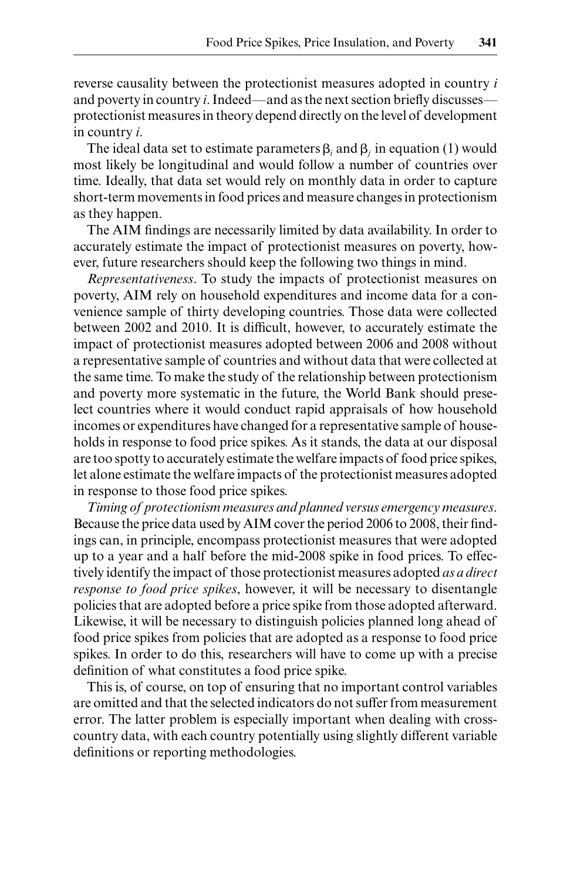reverse causality between the protectionist measures adopted in country *i* and poverty in country *i*. Indeed—and as the next section briefly discusses—protectionist measures in theory depend directly on the level of development in country *i*.

The ideal data set to estimate parameters $\beta_i$ and $\beta_j$ in equation (1) would most likely be longitudinal and would follow a number of countries over time. Ideally, that data set would rely on monthly data in order to capture short-term movements in food prices and measure changes in protectionism as they happen.

The AIM findings are necessarily limited by data availability. In order to accurately estimate the impact of protectionist measures on poverty, however, future researchers should keep the following two things in mind.

*Representativeness*. To study the impacts of protectionist measures on poverty, AIM rely on household expenditures and income data for a convenience sample of thirty developing countries. Those data were collected between 2002 and 2010. It is difficult, however, to accurately estimate the impact of protectionist measures adopted between 2006 and 2008 without a representative sample of countries and without data that were collected at the same time. To make the study of the relationship between protectionism and poverty more systematic in the future, the World Bank should preselect countries where it would conduct rapid appraisals of how household incomes or expenditures have changed for a representative sample of households in response to food price spikes. As it stands, the data at our disposal are too spotty to accurately estimate the welfare impacts of food price spikes, let alone estimate the welfare impacts of the protectionist measures adopted in response to those food price spikes.

*Timing of protectionism measures and planned versus emergency measures*. Because the price data used by AIM cover the period 2006 to 2008, their findings can, in principle, encompass protectionist measures that were adopted up to a year and a half before the mid-2008 spike in food prices. To effectively identify the impact of those protectionist measures adopted *as a direct response to food price spikes*, however, it will be necessary to disentangle policies that are adopted before a price spike from those adopted afterward. Likewise, it will be necessary to distinguish policies planned long ahead of food price spikes from policies that are adopted as a response to food price spikes. In order to do this, researchers will have to come up with a precise definition of what constitutes a food price spike.

This is, of course, on top of ensuring that no important control variables are omitted and that the selected indicators do not suffer from measurement error. The latter problem is especially important when dealing with cross-country data, with each country potentially using slightly different variable definitions or reporting methodologies.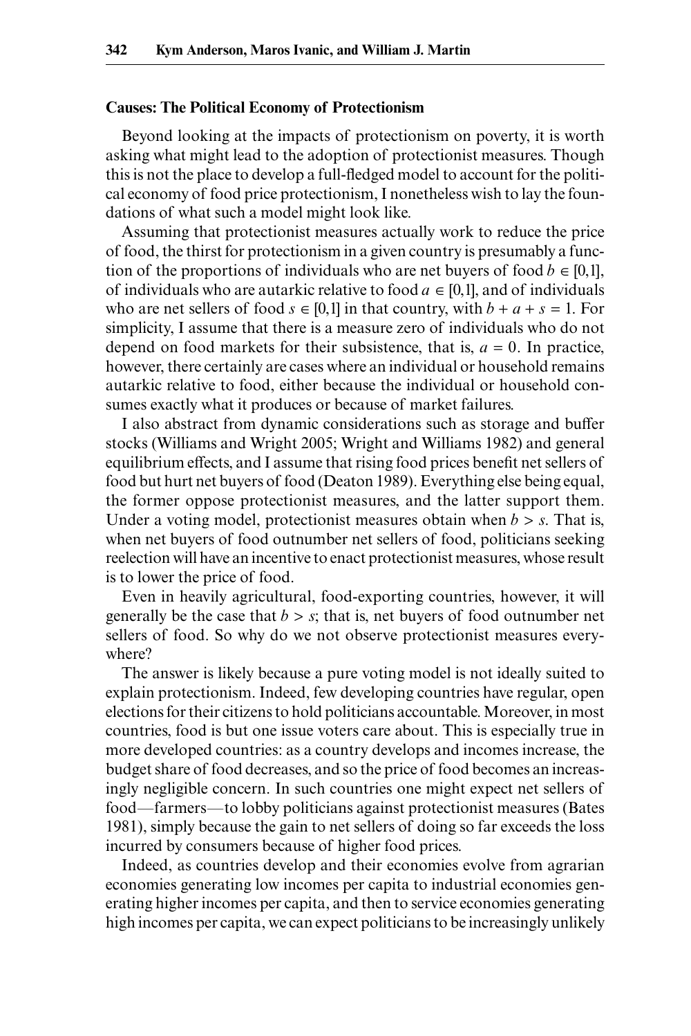### Causes: The Political Economy of Protectionism

Beyond looking at the impacts of protectionism on poverty, it is worth asking what might lead to the adoption of protectionist measures. Though this is not the place to develop a full-fledged model to account for the political economy of food price protectionism, I nonetheless wish to lay the foundations of what such a model might look like.

Assuming that protectionist measures actually work to reduce the price of food, the thirst for protectionism in a given country is presumably a function of the proportions of individuals who are net buyers of food $b \in [0,1]$, of individuals who are autarkic relative to food $a \in [0,1]$, and of individuals who are net sellers of food $s \in [0,1]$ in that country, with $b + a + s = 1$. For simplicity, I assume that there is a measure zero of individuals who do not depend on food markets for their subsistence, that is, $a = 0$. In practice, however, there certainly are cases where an individual or household remains autarkic relative to food, either because the individual or household consumes exactly what it produces or because of market failures.

I also abstract from dynamic considerations such as storage and buffer stocks (Williams and Wright 2005; Wright and Williams 1982) and general equilibrium effects, and I assume that rising food prices benefit net sellers of food but hurt net buyers of food (Deaton 1989). Everything else being equal, the former oppose protectionist measures, and the latter support them. Under a voting model, protectionist measures obtain when $b > s$. That is, when net buyers of food outnumber net sellers of food, politicians seeking reelection will have an incentive to enact protectionist measures, whose result is to lower the price of food.

Even in heavily agricultural, food-exporting countries, however, it will generally be the case that $b > s$; that is, net buyers of food outnumber net sellers of food. So why do we not observe protectionist measures everywhere?

The answer is likely because a pure voting model is not ideally suited to explain protectionism. Indeed, few developing countries have regular, open elections for their citizens to hold politicians accountable. Moreover, in most countries, food is but one issue voters care about. This is especially true in more developed countries: as a country develops and incomes increase, the budget share of food decreases, and so the price of food becomes an increasingly negligible concern. In such countries one might expect net sellers of food—farmers—to lobby politicians against protectionist measures (Bates 1981), simply because the gain to net sellers of doing so far exceeds the loss incurred by consumers because of higher food prices.

Indeed, as countries develop and their economies evolve from agrarian economies generating low incomes per capita to industrial economies generating higher incomes per capita, and then to service economies generating high incomes per capita, we can expect politicians to be increasingly unlikely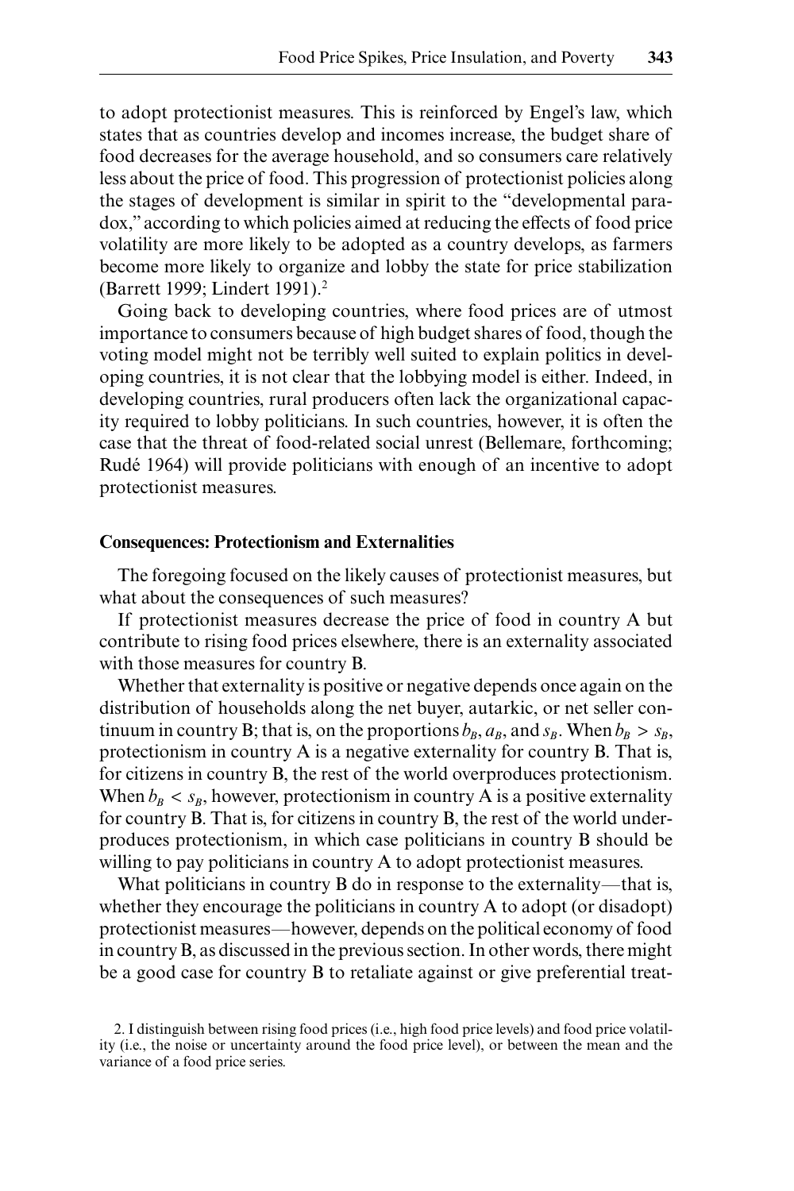to adopt protectionist measures. This is reinforced by Engel's law, which states that as countries develop and incomes increase, the budget share of food decreases for the average household, and so consumers care relatively less about the price of food. This progression of protectionist policies along the stages of development is similar in spirit to the "developmental paradox," according to which policies aimed at reducing the effects of food price volatility are more likely to be adopted as a country develops, as farmers become more likely to organize and lobby the state for price stabilization (Barrett 1999; Lindert 1991).[2]

Going back to developing countries, where food prices are of utmost importance to consumers because of high budget shares of food, though the voting model might not be terribly well suited to explain politics in developing countries, it is not clear that the lobbying model is either. Indeed, in developing countries, rural producers often lack the organizational capacity required to lobby politicians. In such countries, however, it is often the case that the threat of food-related social unrest (Bellemare, forthcoming; Rudé 1964) will provide politicians with enough of an incentive to adopt protectionist measures.

### Consequences: Protectionism and Externalities

The foregoing focused on the likely causes of protectionist measures, but what about the consequences of such measures?

If protectionist measures decrease the price of food in country A but contribute to rising food prices elsewhere, there is an externality associated with those measures for country B.

Whether that externality is positive or negative depends once again on the distribution of households along the net buyer, autarkic, or net seller continuum in country B; that is, on the proportions $b_B$, $a_B$, and $s_B$. When $b_B > s_B$, protectionism in country A is a negative externality for country B. That is, for citizens in country B, the rest of the world overproduces protectionism. When $b_B < s_B$, however, protectionism in country A is a positive externality for country B. That is, for citizens in country B, the rest of the world underproduces protectionism, in which case politicians in country B should be willing to pay politicians in country A to adopt protectionist measures.

What politicians in country B do in response to the externality—that is, whether they encourage the politicians in country A to adopt (or disadopt) protectionist measures—however, depends on the political economy of food in country B, as discussed in the previous section. In other words, there might be a good case for country B to retaliate against or give preferential treat-

2. I distinguish between rising food prices (i.e., high food price levels) and food price volatility (i.e., the noise or uncertainty around the food price level), or between the mean and the variance of a food price series.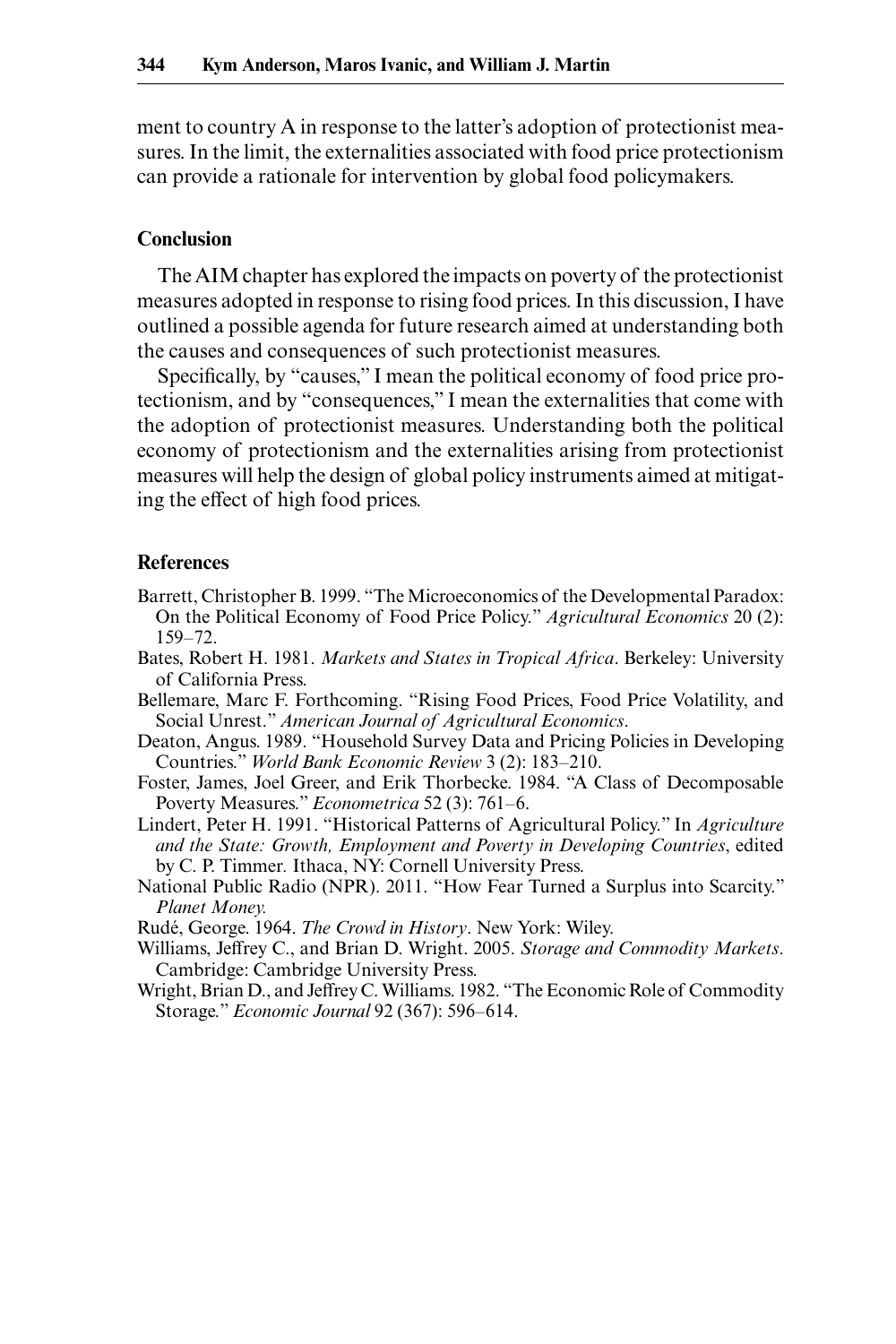ment to country A in response to the latter's adoption of protectionist measures. In the limit, the externalities associated with food price protectionism can provide a rationale for intervention by global food policymakers.

## Conclusion

The AIM chapter has explored the impacts on poverty of the protectionist measures adopted in response to rising food prices. In this discussion, I have outlined a possible agenda for future research aimed at understanding both the causes and consequences of such protectionist measures.

Specifically, by "causes," I mean the political economy of food price protectionism, and by "consequences," I mean the externalities that come with the adoption of protectionist measures. Understanding both the political economy of protectionism and the externalities arising from protectionist measures will help the design of global policy instruments aimed at mitigating the effect of high food prices.

## References

Barrett, Christopher B. 1999. "The Microeconomics of the Developmental Paradox: On the Political Economy of Food Price Policy." *Agricultural Economics* 20 (2): 159–72.

Bates, Robert H. 1981. *Markets and States in Tropical Africa*. Berkeley: University of California Press.

Bellemare, Marc F. Forthcoming. "Rising Food Prices, Food Price Volatility, and Social Unrest." *American Journal of Agricultural Economics*.

Deaton, Angus. 1989. "Household Survey Data and Pricing Policies in Developing Countries." *World Bank Economic Review* 3 (2): 183–210.

Foster, James, Joel Greer, and Erik Thorbecke. 1984. "A Class of Decomposable Poverty Measures." *Econometrica* 52 (3): 761–6.

Lindert, Peter H. 1991. "Historical Patterns of Agricultural Policy." In *Agriculture and the State: Growth, Employment and Poverty in Developing Countries*, edited by C. P. Timmer. Ithaca, NY: Cornell University Press.

National Public Radio (NPR). 2011. "How Fear Turned a Surplus into Scarcity." *Planet Money.*

Rudé, George. 1964. *The Crowd in History*. New York: Wiley.

Williams, Jeffrey C., and Brian D. Wright. 2005. *Storage and Commodity Markets*. Cambridge: Cambridge University Press.

Wright, Brian D., and Jeffrey C. Williams. 1982. "The Economic Role of Commodity Storage." *Economic Journal* 92 (367): 596–614.